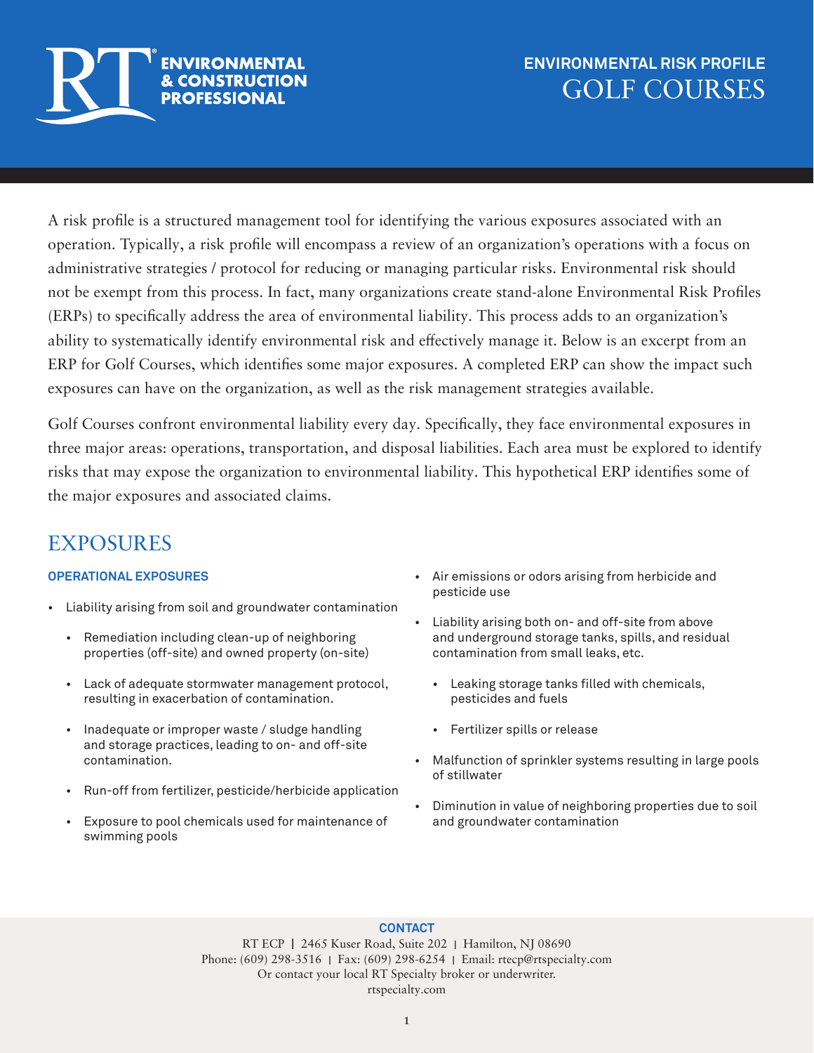RT ENVIRONMENTAL & CONSTRUCTION PROFESSIONAL

# ENVIRONMENTAL RISK PROFILE
# GOLF COURSES

A risk profile is a structured management tool for identifying the various exposures associated with an operation. Typically, a risk profile will encompass a review of an organization's operations with a focus on administrative strategies / protocol for reducing or managing particular risks. Environmental risk should not be exempt from this process. In fact, many organizations create stand-alone Environmental Risk Profiles (ERPs) to specifically address the area of environmental liability. This process adds to an organization's ability to systematically identify environmental risk and effectively manage it. Below is an excerpt from an ERP for Golf Courses, which identifies some major exposures. A completed ERP can show the impact such exposures can have on the organization, as well as the risk management strategies available.

Golf Courses confront environmental liability every day. Specifically, they face environmental exposures in three major areas: operations, transportation, and disposal liabilities. Each area must be explored to identify risks that may expose the organization to environmental liability. This hypothetical ERP identifies some of the major exposures and associated claims.

## EXPOSURES

### OPERATIONAL EXPOSURES

- Liability arising from soil and groundwater contamination
  - Remediation including clean-up of neighboring properties (off-site) and owned property (on-site)
  - Lack of adequate stormwater management protocol, resulting in exacerbation of contamination.
  - Inadequate or improper waste / sludge handling and storage practices, leading to on- and off-site contamination.
  - Run-off from fertilizer, pesticide/herbicide application
  - Exposure to pool chemicals used for maintenance of swimming pools
- Air emissions or odors arising from herbicide and pesticide use
- Liability arising both on- and off-site from above and underground storage tanks, spills, and residual contamination from small leaks, etc.
  - Leaking storage tanks filled with chemicals, pesticides and fuels
  - Fertilizer spills or release
- Malfunction of sprinkler systems resulting in large pools of stillwater
- Diminution in value of neighboring properties due to soil and groundwater contamination

**CONTACT**

RT ECP | 2465 Kuser Road, Suite 202 | Hamilton, NJ 08690
Phone: (609) 298-3516 | Fax: (609) 298-6254 | Email: rtecp@rtspecialty.com
Or contact your local RT Specialty broker or underwriter.
rtspecialty.com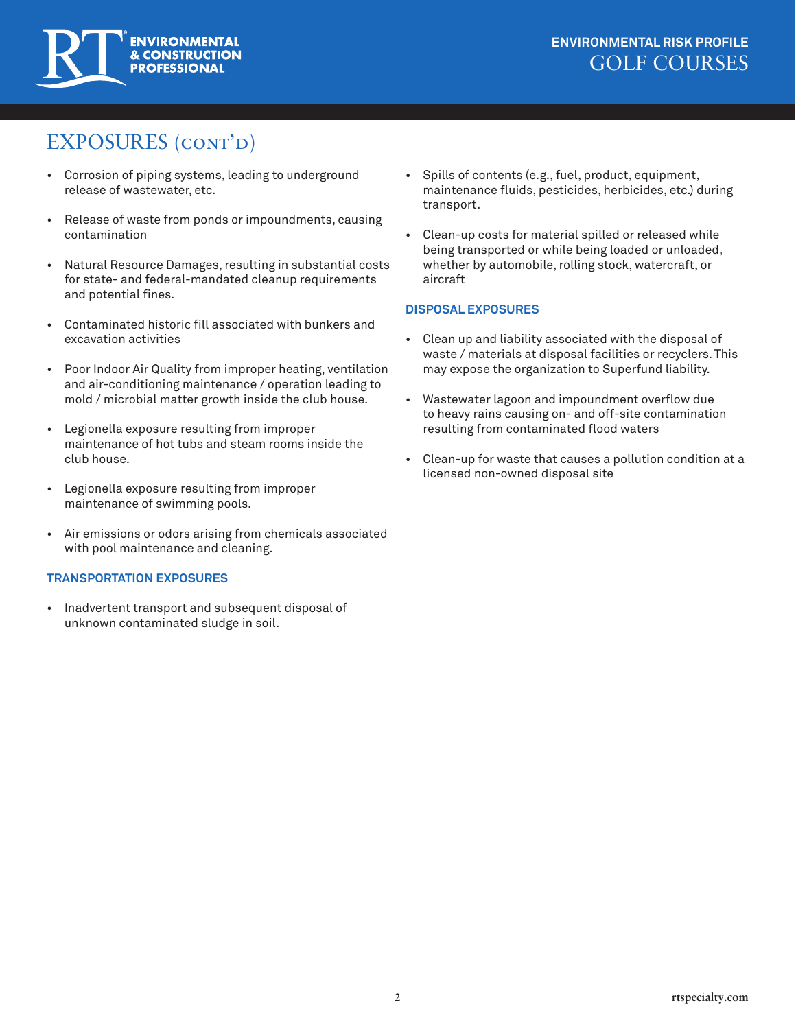## EXPOSURES (CONT'D)

- Corrosion of piping systems, leading to underground release of wastewater, etc.
- Release of waste from ponds or impoundments, causing contamination
- Natural Resource Damages, resulting in substantial costs for state- and federal-mandated cleanup requirements and potential fines.
- Contaminated historic fill associated with bunkers and excavation activities
- Poor Indoor Air Quality from improper heating, ventilation and air-conditioning maintenance / operation leading to mold / microbial matter growth inside the club house.
- Legionella exposure resulting from improper maintenance of hot tubs and steam rooms inside the club house.
- Legionella exposure resulting from improper maintenance of swimming pools.
- Air emissions or odors arising from chemicals associated with pool maintenance and cleaning.

### TRANSPORTATION EXPOSURES

- Inadvertent transport and subsequent disposal of unknown contaminated sludge in soil.
- Spills of contents (e.g., fuel, product, equipment, maintenance fluids, pesticides, herbicides, etc.) during transport.
- Clean-up costs for material spilled or released while being transported or while being loaded or unloaded, whether by automobile, rolling stock, watercraft, or aircraft

### DISPOSAL EXPOSURES

- Clean up and liability associated with the disposal of waste / materials at disposal facilities or recyclers. This may expose the organization to Superfund liability.
- Wastewater lagoon and impoundment overflow due to heavy rains causing on- and off-site contamination resulting from contaminated flood waters
- Clean-up for waste that causes a pollution condition at a licensed non-owned disposal site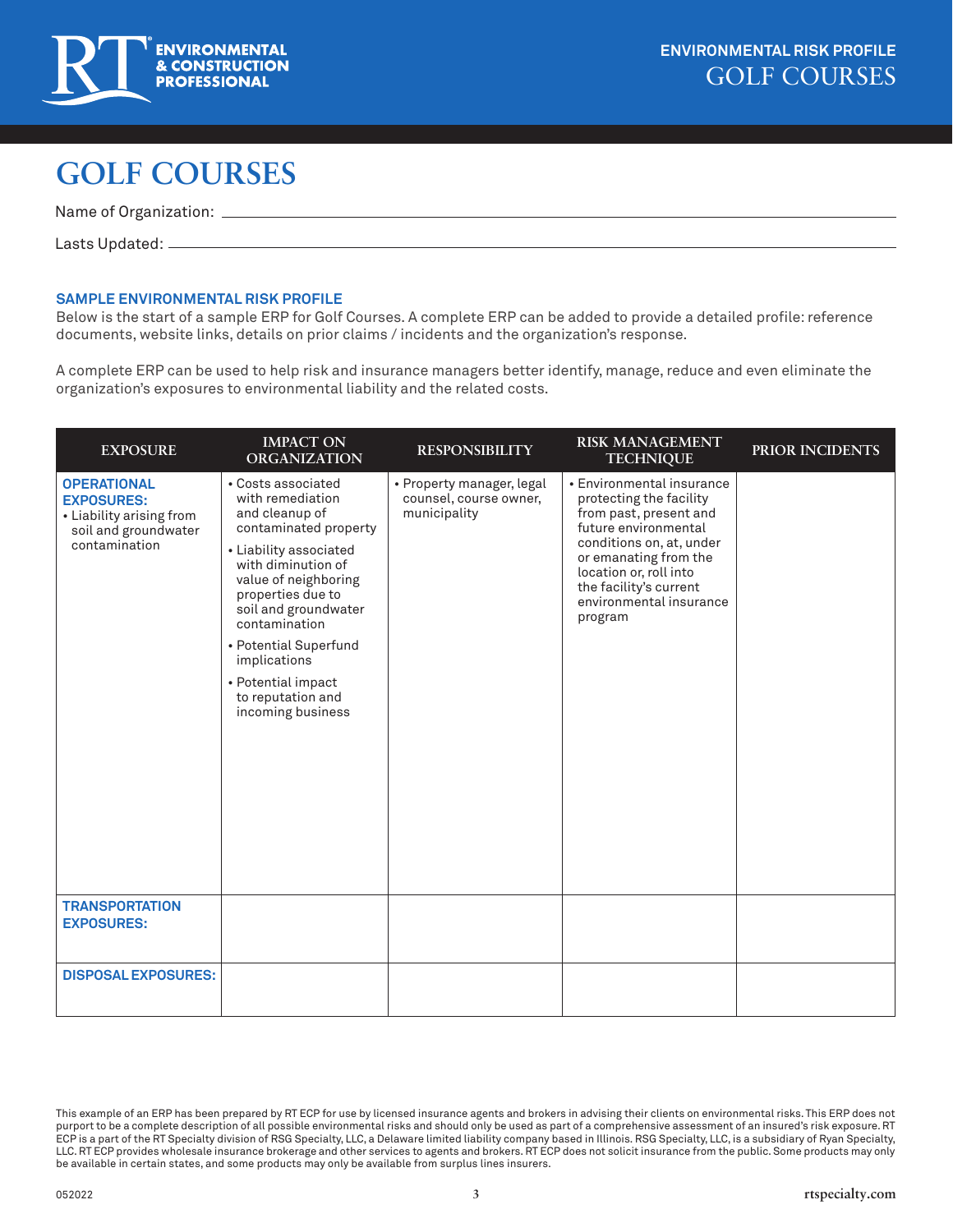# GOLF COURSES

Name of Organization: \_\_\_\_\_\_\_\_\_\_\_\_\_\_\_\_\_\_\_\_\_\_\_\_\_\_\_\_\_\_\_\_

Lasts Updated: \_\_\_\_\_\_\_\_\_\_\_\_\_\_\_\_\_\_\_\_\_\_\_\_\_\_\_\_\_\_\_\_

### SAMPLE ENVIRONMENTAL RISK PROFILE

Below is the start of a sample ERP for Golf Courses. A complete ERP can be added to provide a detailed profile: reference documents, website links, details on prior claims / incidents and the organization's response.

A complete ERP can be used to help risk and insurance managers better identify, manage, reduce and even eliminate the organization's exposures to environmental liability and the related costs.

| EXPOSURE | IMPACT ON ORGANIZATION | RESPONSIBILITY | RISK MANAGEMENT TECHNIQUE | PRIOR INCIDENTS |
|---|---|---|---|---|
| **OPERATIONAL EXPOSURES:**<br>• Liability arising from soil and groundwater contamination | • Costs associated with remediation and cleanup of contaminated property<br>• Liability associated with diminution of value of neighboring properties due to soil and groundwater contamination<br>• Potential Superfund implications<br>• Potential impact to reputation and incoming business | • Property manager, legal counsel, course owner, municipality | • Environmental insurance protecting the facility from past, present and future environmental conditions on, at, under or emanating from the location or, roll into the facility's current environmental insurance program | |
| **TRANSPORTATION EXPOSURES:** | | | | |
| **DISPOSAL EXPOSURES:** | | | | |

This example of an ERP has been prepared by RT ECP for use by licensed insurance agents and brokers in advising their clients on environmental risks. This ERP does not purport to be a complete description of all possible environmental risks and should only be used as part of a comprehensive assessment of an insured's risk exposure. RT ECP is a part of the RT Specialty division of RSG Specialty, LLC, a Delaware limited liability company based in Illinois. RSG Specialty, LLC, is a subsidiary of Ryan Specialty, LLC. RT ECP provides wholesale insurance brokerage and other services to agents and brokers. RT ECP does not solicit insurance from the public. Some products may only be available in certain states, and some products may only be available from surplus lines insurers.

052022

rtspecialty.com